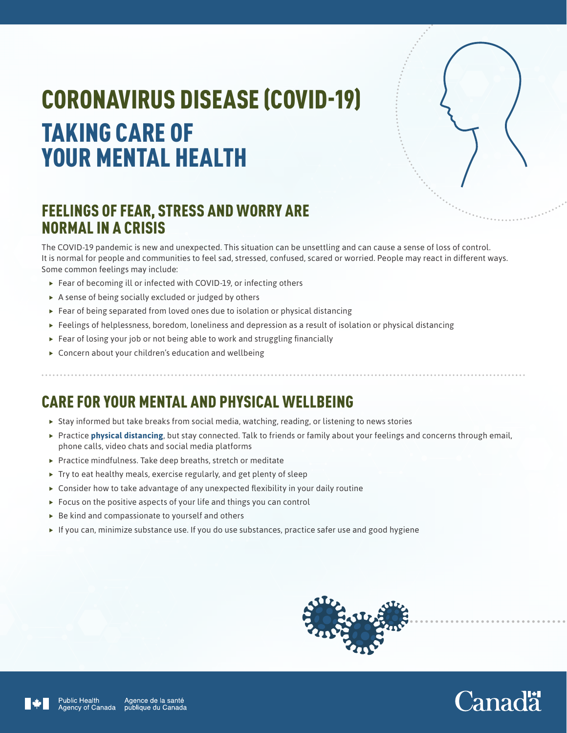# CORONAVIRUS DISEASE (COVID-19)

# TAKING CARE OF YOUR MENTAL HEALTH

## FEELINGS OF FEAR, STRESS AND WORRY ARE NORMAL IN A CRISIS

The COVID-19 pandemic is new and unexpected. This situation can be unsettling and can cause a sense of loss of control. It is normal for people and communities to feel sad, stressed, confused, scared or worried. People may react in different ways. Some common feelings may include:

- Fear of becoming ill or infected with COVID-19, or infecting others
- A sense of being socially excluded or judged by others
- Fear of being separated from loved ones due to isolation or physical distancing
- Feelings of helplessness, boredom, loneliness and depression as a result of isolation or physical distancing
- Fear of losing your job or not being able to work and struggling financially
- Concern about your children's education and wellbeing

## CARE FOR YOUR MENTAL AND PHYSICAL WELLBEING

- Stay informed but take breaks from social media, watching, reading, or listening to news stories
- Practice **physical distancing**, but stay connected. Talk to friends or family about your feelings and concerns through email, phone calls, video chats and social media platforms
- Practice mindfulness. Take deep breaths, stretch or meditate
- Try to eat healthy meals, exercise regularly, and get plenty of sleep
- Consider how to take advantage of any unexpected flexibility in your daily routine
- Focus on the positive aspects of your life and things you can control
- Be kind and compassionate to yourself and others
- If you can, minimize substance use. If you do use substances, practice safer use and good hygiene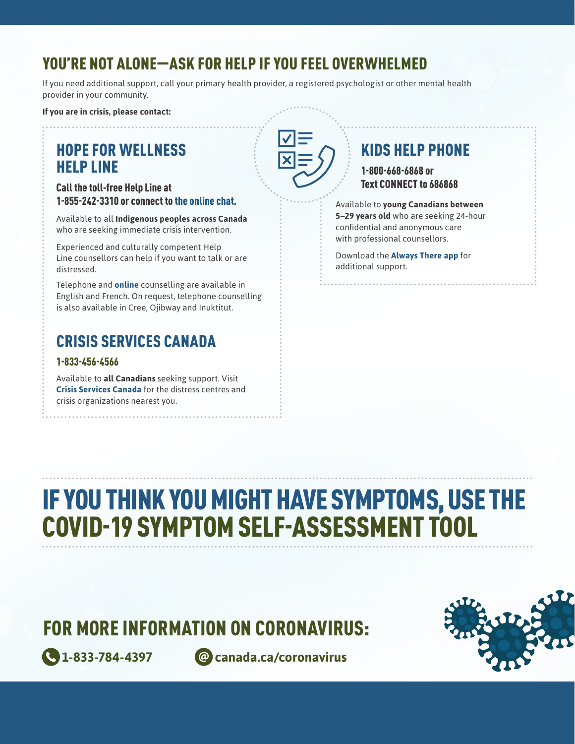## YOU'RE NOT ALONE—ASK FOR HELP IF YOU FEEL OVERWHELMED

If you need additional support, call your primary health provider, a registered psychologist or other mental health provider in your community.

**If you are in crisis, please contact:**

### HOPE FOR WELLNESS HELP LINE

**Call the toll-free Help Line at 1-855-242-3310 or connect to the online chat.**

Available to all **Indigenous peoples across Canada** who are seeking immediate crisis intervention.

Experienced and culturally competent Help Line counsellors can help if you want to talk or are distressed.

Telephone and **online** counselling are available in English and French. On request, telephone counselling is also available in Cree, Ojibway and Inuktitut.

### CRISIS SERVICES CANADA

**1-833-456-4566**

Available to **all Canadians** seeking support. Visit **Crisis Services Canada** for the distress centres and crisis organizations nearest you.

### KIDS HELP PHONE

**1-800-668-6868 or Text CONNECT to 686868**

Available to **young Canadians between 5–29 years old** who are seeking 24-hour confidential and anonymous care with professional counsellors.

Download the **Always There app** for additional support.

# IF YOU THINK YOU MIGHT HAVE SYMPTOMS, USE THE COVID-19 SYMPTOM SELF-ASSESSMENT TOOL

## FOR MORE INFORMATION ON CORONAVIRUS:

**1-833-784-4397** **canada.ca/coronavirus**